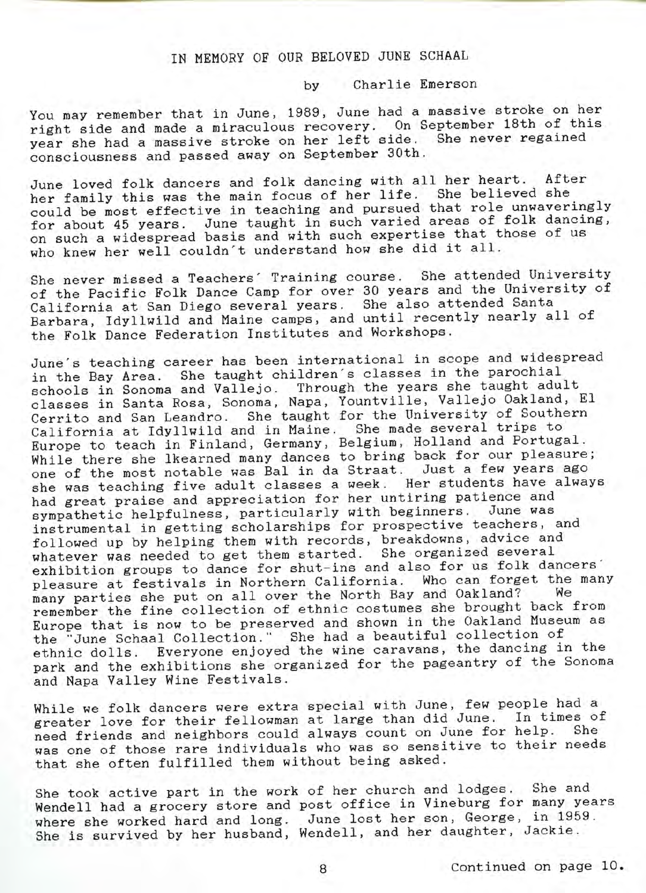# IN MEMORY OF OUR BELOVED JUNE SCHAAL

by Charlie Emerson

You may remember that in June, 1989, June had a massive stroke on her right side and made a miraculous recovery. On September 18th of this year she had a massive stroke on her left side. She never regained consciousness and passed away on September 30th.

June loved folk dancers and folk dancing with all her heart. After her family this was the main focus of her life. She believed she could be most effective in teaching and pursued that role unwaveringly for about 45 years. June taught in such varied areas of folk dancing, on such a widespread basis and with such expertise that those of us who knew her well couldn't understand how she did it all.

She never missed a Teachers' Training course. She attended University of the Pacific Folk Dance Camp for over 30 years and the University of California at San Diego several years. She also attended Santa Barbara, Idyllwild and Maine camps, and until recently nearly all of the Folk Dance Federation Institutes and Workshops.

June's teaching career has been international in scope and widespread in the Bay Area. She taught children's classes in the parochial schools in Sonoma and Vallejo. Through the years she taught adult classes in Santa Rosa, Sonoma, Napa, Yountville, Vallejo Oakland, El Cerrito and San Leandro. She taught for the University of Southern California at Idyllwild and in Maine. She made several trips to Europe to teach in Finland, Germany, Belgium, Holland and Portugal. While there she lkearned many dances to bring back for our pleasure; one of the most notable was Bal in da Straat. Just a few years ago she was teaching five adult classes a week. Her students have always had great praise and appreciation for her untiring patience and sympathetic helpfulness, particularly with beginners. June was instrumental in getting scholarships for prospective teachers, and followed up by helping them with records, breakdowns, advice and whatever was needed to get them started. She organized several exhibition groups to dance for shut-ins and also for us folk dancers' pleasure at festivals in Northern California. Who can forget the many many parties she put on all over the North Bay and Oakland? We remember the fine collection of ethnic costumes she brought back from Europe that is now to be preserved and shown in the Oakland Museum as the "June Schaal Collection." She had a beautiful collection of ethnic dolls. Everyone enjoyed the wine caravans, the dancing in the park and the exhibitions she organized for the pageantry of the Sonoma and Napa Valley Wine Festivals.

While we folk dancers were extra special with June, few people had a greater love for their fellowman at large than did June. In times of need friends and neighbors could always count on June for help. She was one of those rare individuals who was so sensitive to their needs that she often fulfilled them without being asked.

She took active part in the work of her church and lodges. She and Wendell had a grocery store and post office in Vineburg for many years where she worked hard and long. June lost her son, George, in 1959. She is survived by her husband, Wendell, and her daughter, Jackie.

Continued on page 10.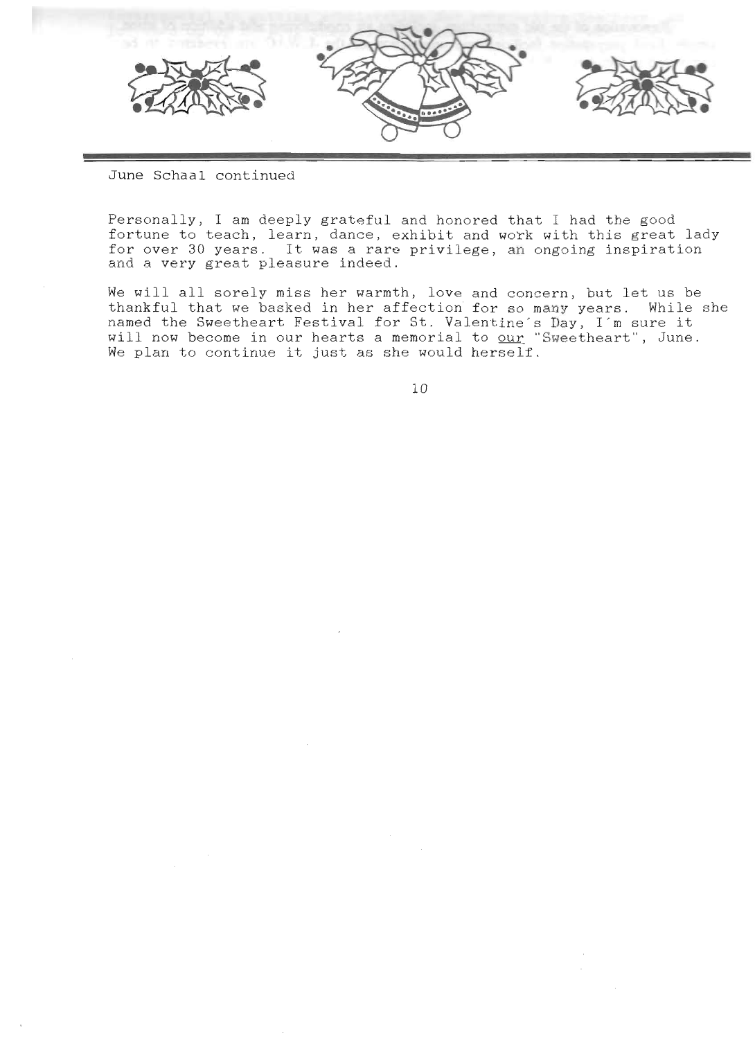June Schaal continued

Personally, I am deeply grateful and honored that I had the good fortune to teach, learn, dance, exhibit and work with this great lady for over 30 years. It was a rare privilege, an ongoing inspiration and a very great pleasure indeed.

We will all sorely miss her warmth, love and concern, but let us be thankful that we basked in her affection for so many years. While she named the Sweetheart Festival for St. Valentine's Day, I'm sure it will now become in our hearts a memorial to <u>our</u> "Sweetheart", June. We plan to continue it just as she would herself.